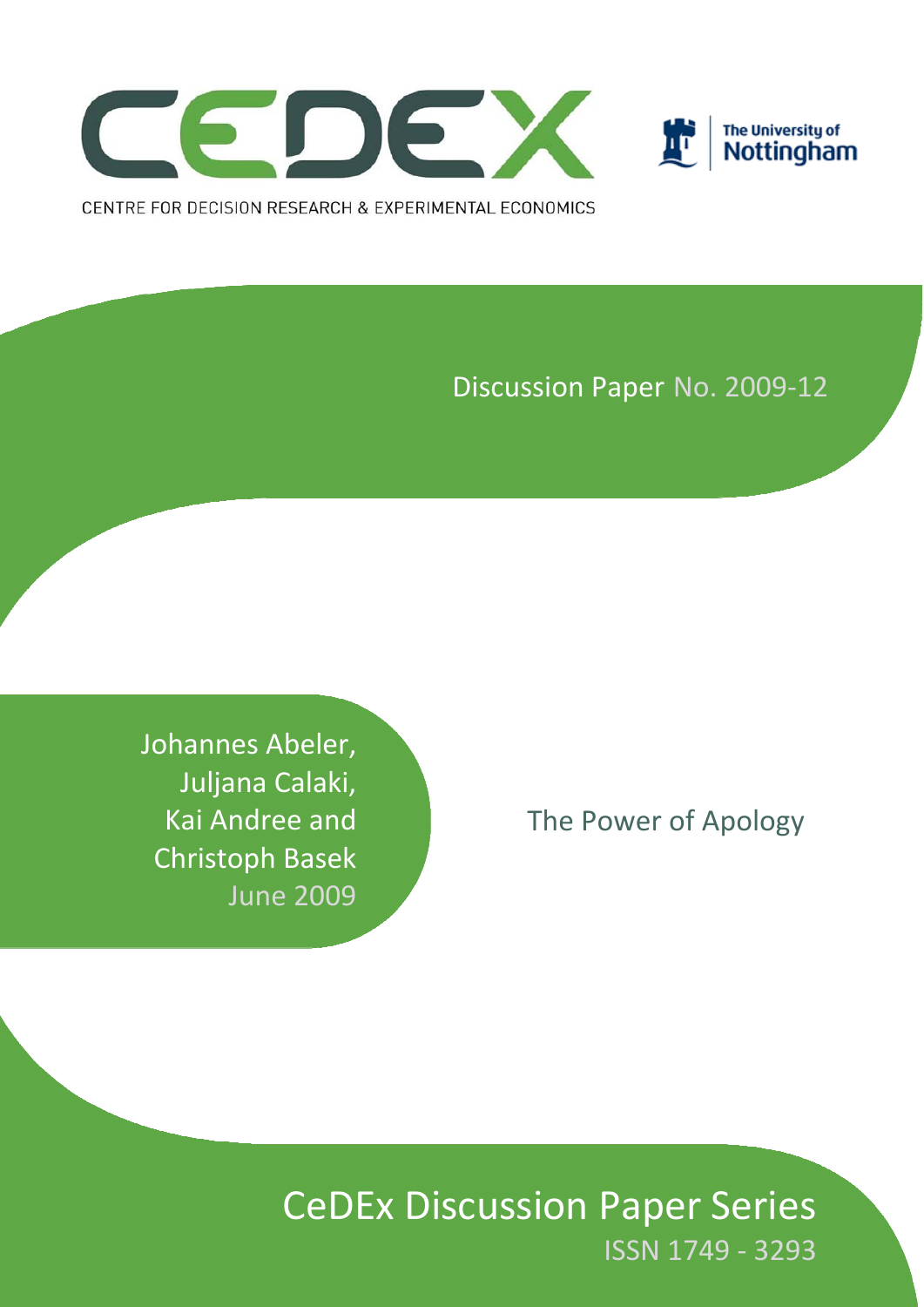CEDEX

CENTRE FOR DECISION RESEARCH & EXPERIMENTAL ECONOMICS

The University of Nottingham

Discussion Paper No. 2009-12

Johannes Abeler,
Juljana Calaki,
Kai Andree and
Christoph Basek
June 2009

# The Power of Apology

CeDEx Discussion Paper Series
ISSN 1749 - 3293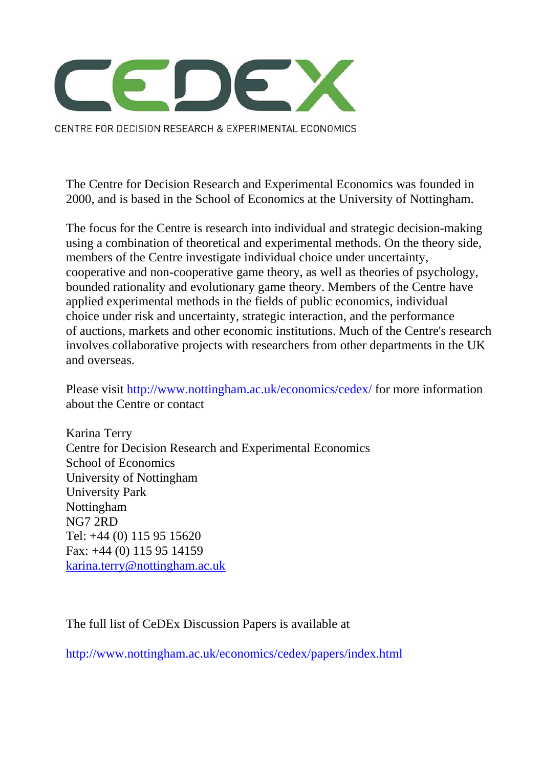# CEDEX

CENTRE FOR DECISION RESEARCH & EXPERIMENTAL ECONOMICS

The Centre for Decision Research and Experimental Economics was founded in 2000, and is based in the School of Economics at the University of Nottingham.

The focus for the Centre is research into individual and strategic decision-making using a combination of theoretical and experimental methods. On the theory side, members of the Centre investigate individual choice under uncertainty, cooperative and non-cooperative game theory, as well as theories of psychology, bounded rationality and evolutionary game theory. Members of the Centre have applied experimental methods in the fields of public economics, individual choice under risk and uncertainty, strategic interaction, and the performance of auctions, markets and other economic institutions. Much of the Centre's research involves collaborative projects with researchers from other departments in the UK and overseas.

Please visit http://www.nottingham.ac.uk/economics/cedex/ for more information about the Centre or contact

Karina Terry
Centre for Decision Research and Experimental Economics
School of Economics
University of Nottingham
University Park
Nottingham
NG7 2RD
Tel: +44 (0) 115 95 15620
Fax: +44 (0) 115 95 14159
karina.terry@nottingham.ac.uk

The full list of CeDEx Discussion Papers is available at

http://www.nottingham.ac.uk/economics/cedex/papers/index.html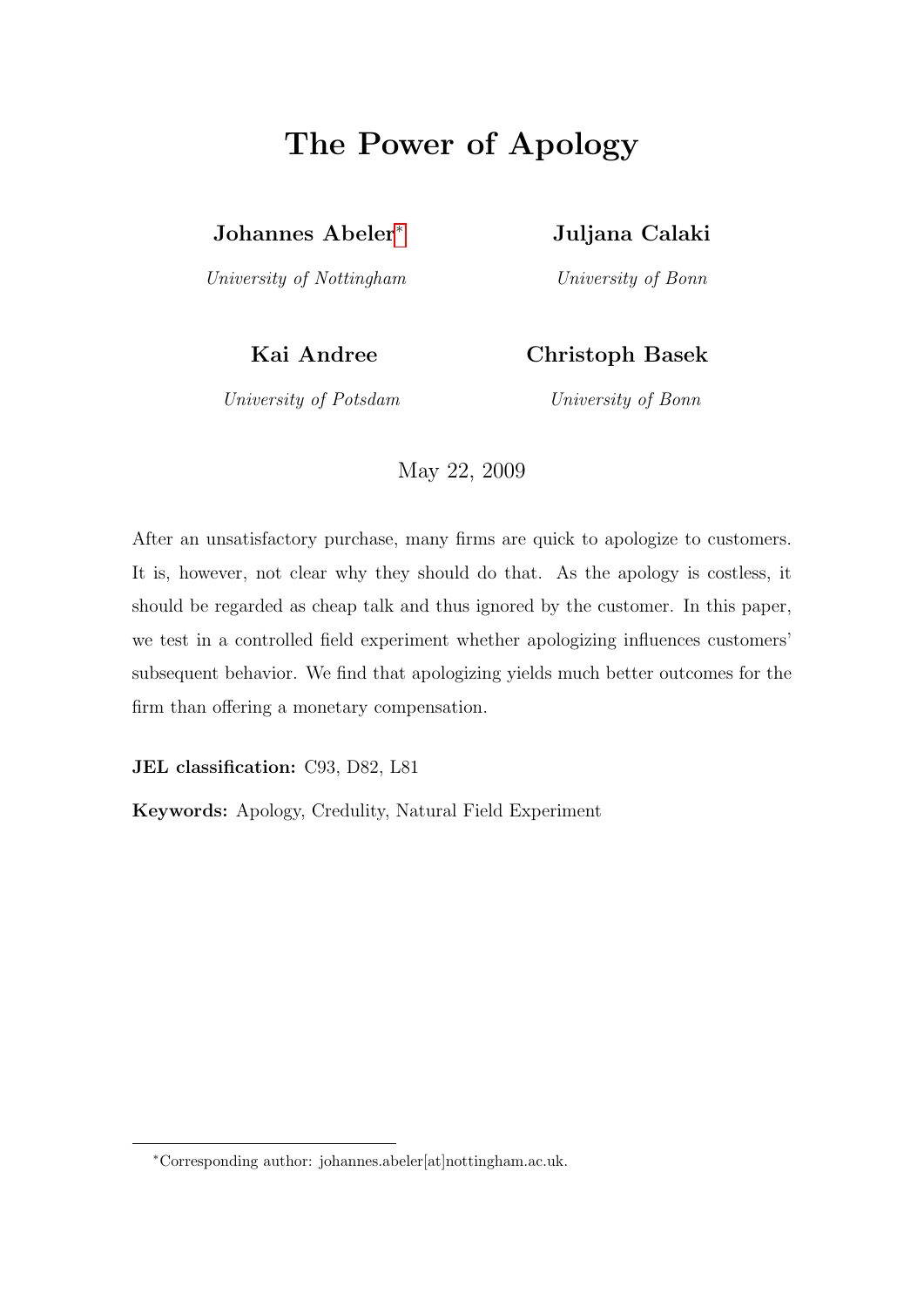# The Power of Apology

**Johannes Abeler**[*]

*University of Nottingham*

**Juljana Calaki**

*University of Bonn*

**Kai Andree**

*University of Potsdam*

**Christoph Basek**

*University of Bonn*

May 22, 2009

After an unsatisfactory purchase, many firms are quick to apologize to customers. It is, however, not clear why they should do that. As the apology is costless, it should be regarded as cheap talk and thus ignored by the customer. In this paper, we test in a controlled field experiment whether apologizing influences customers' subsequent behavior. We find that apologizing yields much better outcomes for the firm than offering a monetary compensation.

**JEL classification:** C93, D82, L81

**Keywords:** Apology, Credulity, Natural Field Experiment

---

[*] Corresponding author: johannes.abeler[at]nottingham.ac.uk.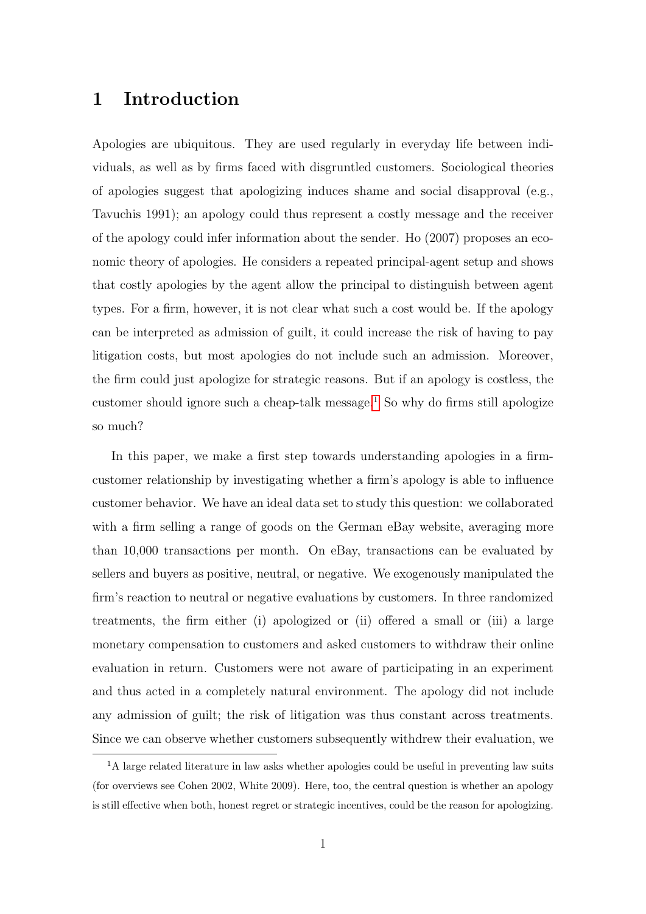# 1 Introduction

Apologies are ubiquitous. They are used regularly in everyday life between individuals, as well as by firms faced with disgruntled customers. Sociological theories of apologies suggest that apologizing induces shame and social disapproval (e.g., Tavuchis 1991); an apology could thus represent a costly message and the receiver of the apology could infer information about the sender. Ho (2007) proposes an economic theory of apologies. He considers a repeated principal-agent setup and shows that costly apologies by the agent allow the principal to distinguish between agent types. For a firm, however, it is not clear what such a cost would be. If the apology can be interpreted as admission of guilt, it could increase the risk of having to pay litigation costs, but most apologies do not include such an admission. Moreover, the firm could just apologize for strategic reasons. But if an apology is costless, the customer should ignore such a cheap-talk message.[1] So why do firms still apologize so much?

In this paper, we make a first step towards understanding apologies in a firm-customer relationship by investigating whether a firm's apology is able to influence customer behavior. We have an ideal data set to study this question: we collaborated with a firm selling a range of goods on the German eBay website, averaging more than 10,000 transactions per month. On eBay, transactions can be evaluated by sellers and buyers as positive, neutral, or negative. We exogenously manipulated the firm's reaction to neutral or negative evaluations by customers. In three randomized treatments, the firm either (i) apologized or (ii) offered a small or (iii) a large monetary compensation to customers and asked customers to withdraw their online evaluation in return. Customers were not aware of participating in an experiment and thus acted in a completely natural environment. The apology did not include any admission of guilt; the risk of litigation was thus constant across treatments. Since we can observe whether customers subsequently withdrew their evaluation, we

[1] A large related literature in law asks whether apologies could be useful in preventing law suits (for overviews see Cohen 2002, White 2009). Here, too, the central question is whether an apology is still effective when both, honest regret or strategic incentives, could be the reason for apologizing.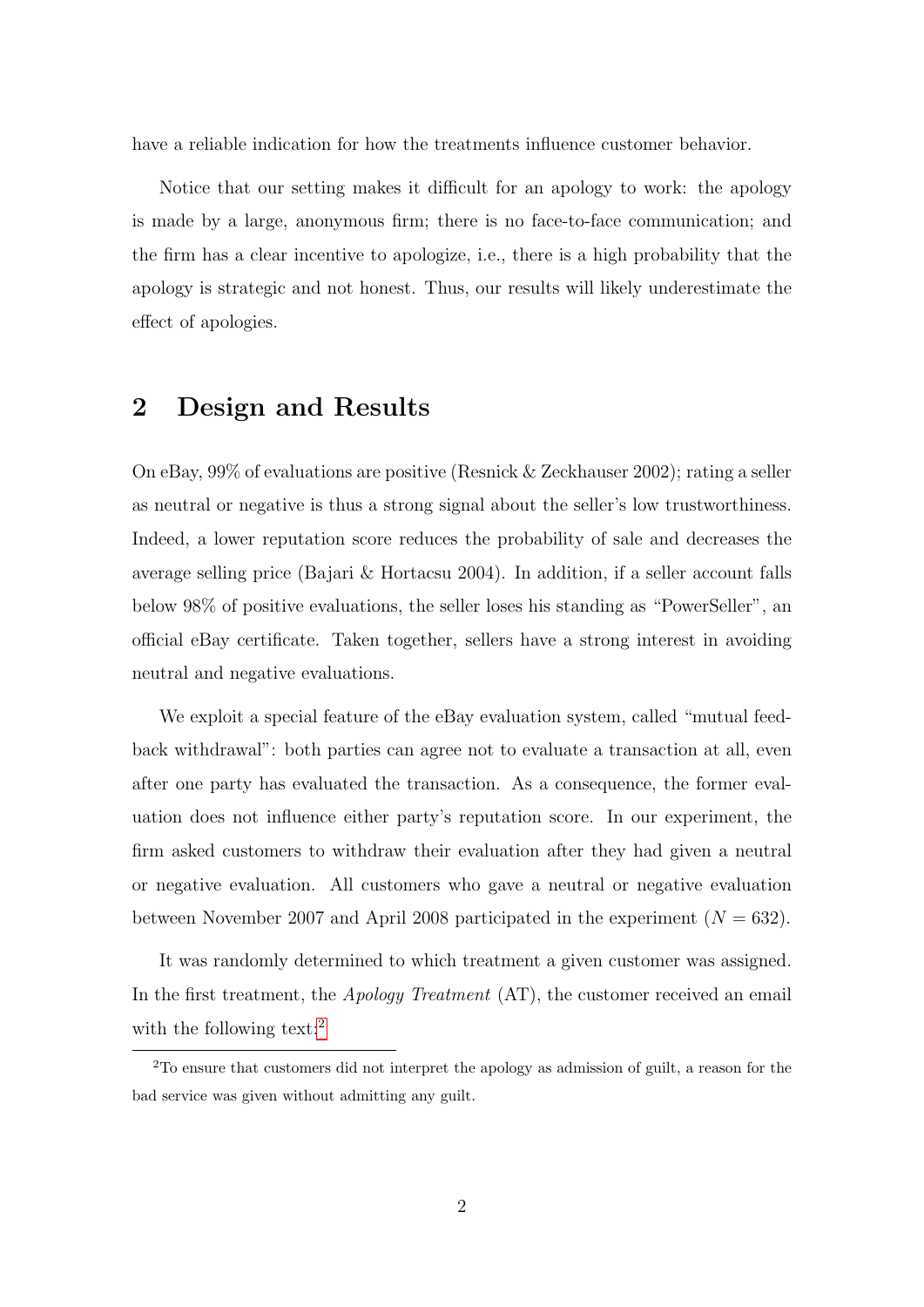have a reliable indication for how the treatments influence customer behavior.

Notice that our setting makes it difficult for an apology to work: the apology is made by a large, anonymous firm; there is no face-to-face communication; and the firm has a clear incentive to apologize, i.e., there is a high probability that the apology is strategic and not honest. Thus, our results will likely underestimate the effect of apologies.

## 2 Design and Results

On eBay, 99% of evaluations are positive (Resnick & Zeckhauser 2002); rating a seller as neutral or negative is thus a strong signal about the seller's low trustworthiness. Indeed, a lower reputation score reduces the probability of sale and decreases the average selling price (Bajari & Hortacsu 2004). In addition, if a seller account falls below 98% of positive evaluations, the seller loses his standing as "PowerSeller", an official eBay certificate. Taken together, sellers have a strong interest in avoiding neutral and negative evaluations.

We exploit a special feature of the eBay evaluation system, called "mutual feedback withdrawal": both parties can agree not to evaluate a transaction at all, even after one party has evaluated the transaction. As a consequence, the former evaluation does not influence either party's reputation score. In our experiment, the firm asked customers to withdraw their evaluation after they had given a neutral or negative evaluation. All customers who gave a neutral or negative evaluation between November 2007 and April 2008 participated in the experiment ($N = 632$).

It was randomly determined to which treatment a given customer was assigned. In the first treatment, the *Apology Treatment* (AT), the customer received an email with the following text:[2]

[2] To ensure that customers did not interpret the apology as admission of guilt, a reason for the bad service was given without admitting any guilt.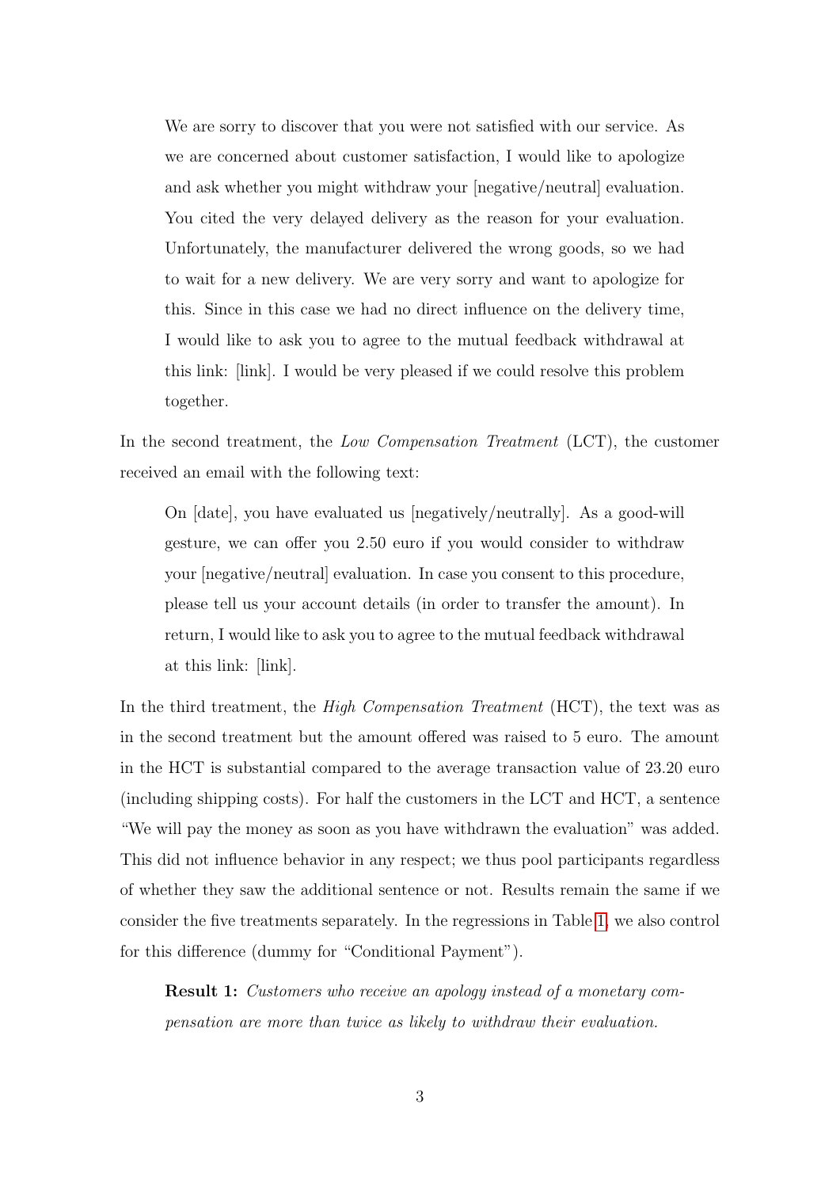> We are sorry to discover that you were not satisfied with our service. As we are concerned about customer satisfaction, I would like to apologize and ask whether you might withdraw your [negative/neutral] evaluation. You cited the very delayed delivery as the reason for your evaluation. Unfortunately, the manufacturer delivered the wrong goods, so we had to wait for a new delivery. We are very sorry and want to apologize for this. Since in this case we had no direct influence on the delivery time, I would like to ask you to agree to the mutual feedback withdrawal at this link: [link]. I would be very pleased if we could resolve this problem together.

In the second treatment, the *Low Compensation Treatment* (LCT), the customer received an email with the following text:

> On [date], you have evaluated us [negatively/neutrally]. As a good-will gesture, we can offer you 2.50 euro if you would consider to withdraw your [negative/neutral] evaluation. In case you consent to this procedure, please tell us your account details (in order to transfer the amount). In return, I would like to ask you to agree to the mutual feedback withdrawal at this link: [link].

In the third treatment, the *High Compensation Treatment* (HCT), the text was as in the second treatment but the amount offered was raised to 5 euro. The amount in the HCT is substantial compared to the average transaction value of 23.20 euro (including shipping costs). For half the customers in the LCT and HCT, a sentence "We will pay the money as soon as you have withdrawn the evaluation" was added. This did not influence behavior in any respect; we thus pool participants regardless of whether they saw the additional sentence or not. Results remain the same if we consider the five treatments separately. In the regressions in Table 1, we also control for this difference (dummy for "Conditional Payment").

> **Result 1:** *Customers who receive an apology instead of a monetary compensation are more than twice as likely to withdraw their evaluation.*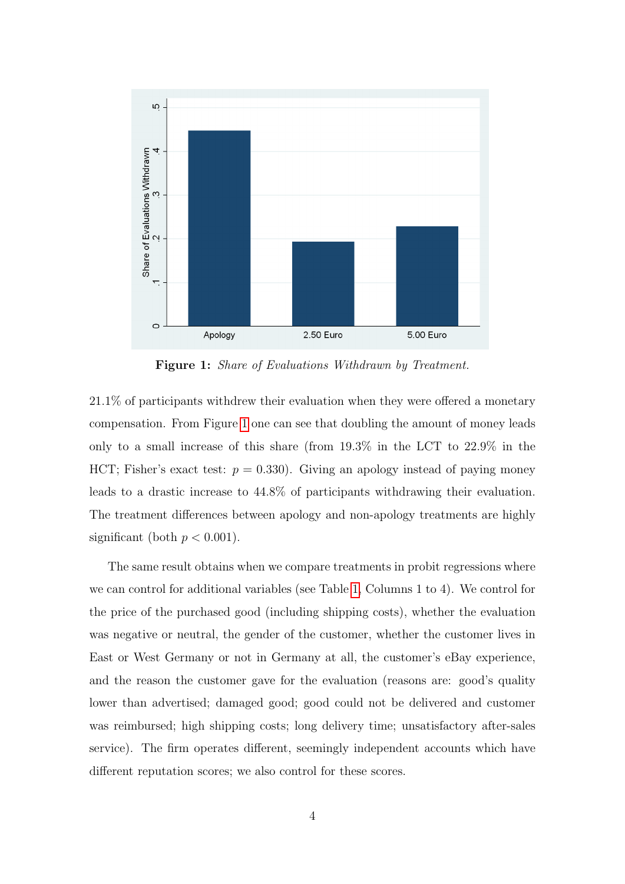**Figure 1:** *Share of Evaluations Withdrawn by Treatment.*

21.1% of participants withdrew their evaluation when they were offered a monetary compensation. From Figure 1 one can see that doubling the amount of money leads only to a small increase of this share (from 19.3% in the LCT to 22.9% in the HCT; Fisher's exact test: $p = 0.330$). Giving an apology instead of paying money leads to a drastic increase to 44.8% of participants withdrawing their evaluation. The treatment differences between apology and non-apology treatments are highly significant (both $p < 0.001$).

The same result obtains when we compare treatments in probit regressions where we can control for additional variables (see Table 1, Columns 1 to 4). We control for the price of the purchased good (including shipping costs), whether the evaluation was negative or neutral, the gender of the customer, whether the customer lives in East or West Germany or not in Germany at all, the customer's eBay experience, and the reason the customer gave for the evaluation (reasons are: good's quality lower than advertised; damaged good; good could not be delivered and customer was reimbursed; high shipping costs; long delivery time; unsatisfactory after-sales service). The firm operates different, seemingly independent accounts which have different reputation scores; we also control for these scores.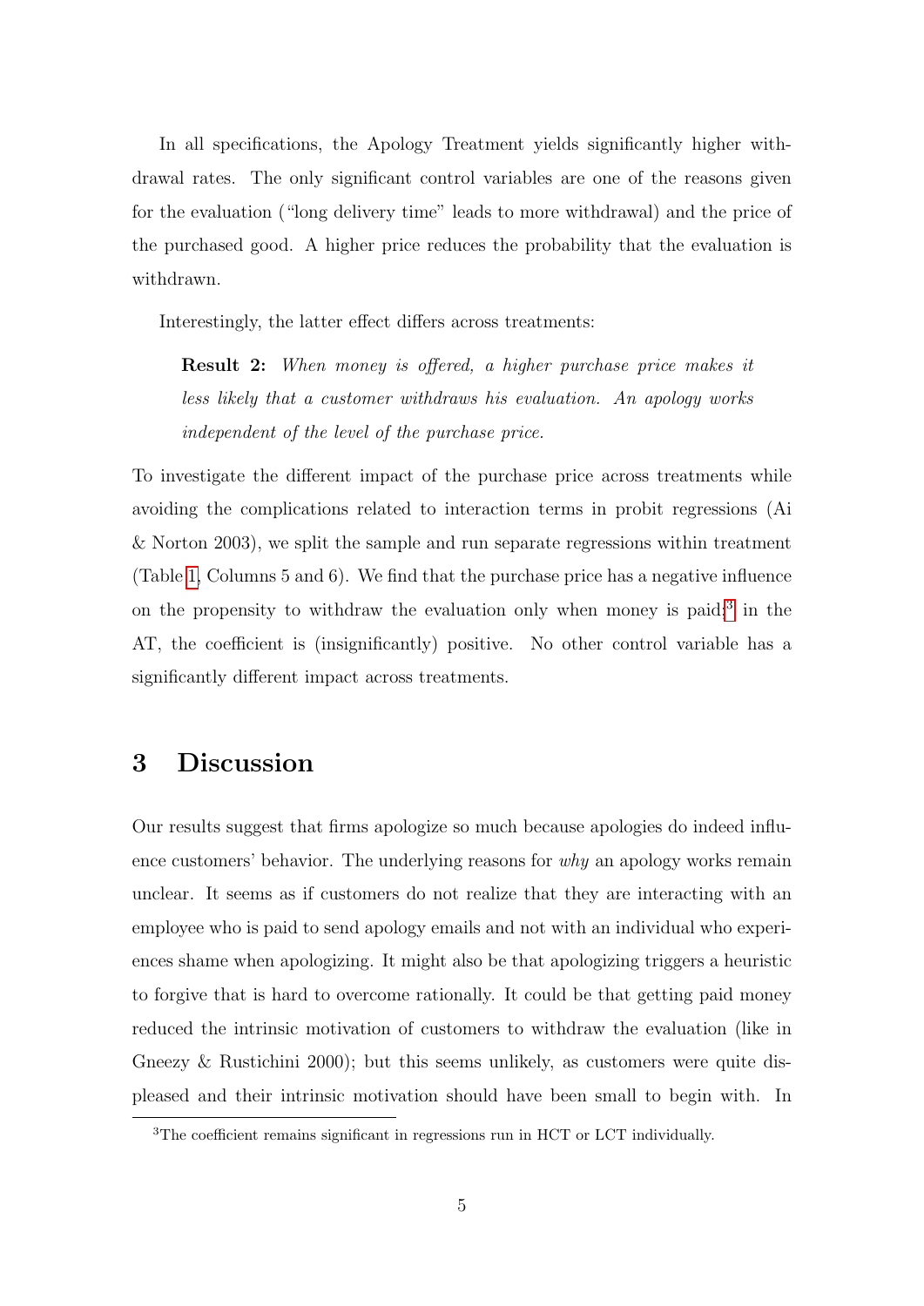In all specifications, the Apology Treatment yields significantly higher withdrawal rates. The only significant control variables are one of the reasons given for the evaluation ("long delivery time" leads to more withdrawal) and the price of the purchased good. A higher price reduces the probability that the evaluation is withdrawn.

Interestingly, the latter effect differs across treatments:

> **Result 2:** *When money is offered, a higher purchase price makes it less likely that a customer withdraws his evaluation. An apology works independent of the level of the purchase price.*

To investigate the different impact of the purchase price across treatments while avoiding the complications related to interaction terms in probit regressions (Ai & Norton 2003), we split the sample and run separate regressions within treatment (Table 1, Columns 5 and 6). We find that the purchase price has a negative influence on the propensity to withdraw the evaluation only when money is paid;[3] in the AT, the coefficient is (insignificantly) positive. No other control variable has a significantly different impact across treatments.

## 3 Discussion

Our results suggest that firms apologize so much because apologies do indeed influence customers' behavior. The underlying reasons for *why* an apology works remain unclear. It seems as if customers do not realize that they are interacting with an employee who is paid to send apology emails and not with an individual who experiences shame when apologizing. It might also be that apologizing triggers a heuristic to forgive that is hard to overcome rationally. It could be that getting paid money reduced the intrinsic motivation of customers to withdraw the evaluation (like in Gneezy & Rustichini 2000); but this seems unlikely, as customers were quite displeased and their intrinsic motivation should have been small to begin with. In

[3] The coefficient remains significant in regressions run in HCT or LCT individually.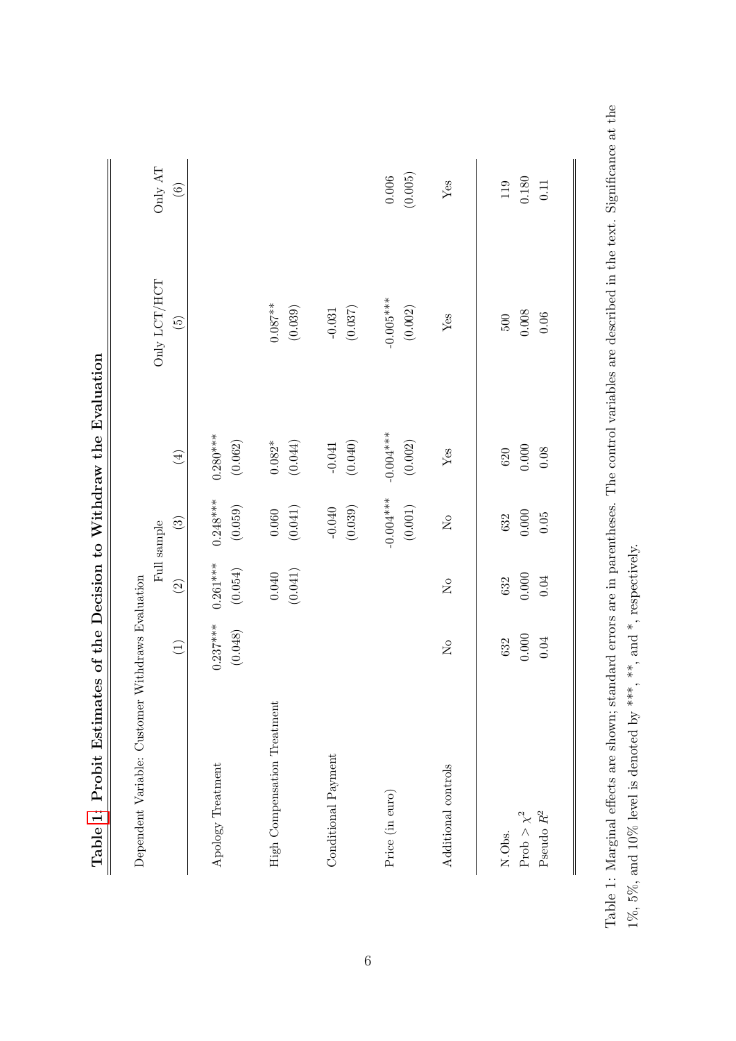**Table 1: Probit Estimates of the Decision to Withdraw the Evaluation**

| Dependent Variable: Customer Withdraws Evaluation | Full sample | | | | Only LCT/HCT | Only AT |
|---|---|---|---|---|---|---|
| | (1) | (2) | (3) | (4) | (5) | (6) |
| Apology Treatment | 0.237*** | 0.261*** | 0.248*** | 0.280*** | | |
| | (0.048) | (0.054) | (0.059) | (0.062) | | |
| High Compensation Treatment | | 0.040 | 0.060 | 0.082* | 0.087** | |
| | | (0.041) | (0.041) | (0.044) | (0.039) | |
| Conditional Payment | | | -0.040 | -0.041 | -0.031 | |
| | | | (0.039) | (0.040) | (0.037) | |
| Price (in euro) | | | -0.004*** | -0.004*** | -0.005*** | 0.006 |
| | | | (0.001) | (0.002) | (0.002) | (0.005) |
| Additional controls | No | No | No | Yes | Yes | Yes |
| N.Obs. | 632 | 632 | 632 | 620 | 500 | 119 |
| Prob $> \chi^2$ | 0.000 | 0.000 | 0.000 | 0.000 | 0.008 | 0.180 |
| Pseudo $R^2$ | 0.04 | 0.04 | 0.05 | 0.08 | 0.06 | 0.11 |

Table 1: Marginal effects are shown; standard errors are in parentheses. The control variables are described in the text. Significance at the 1%, 5%, and 10% level is denoted by ***, **, and *, respectively.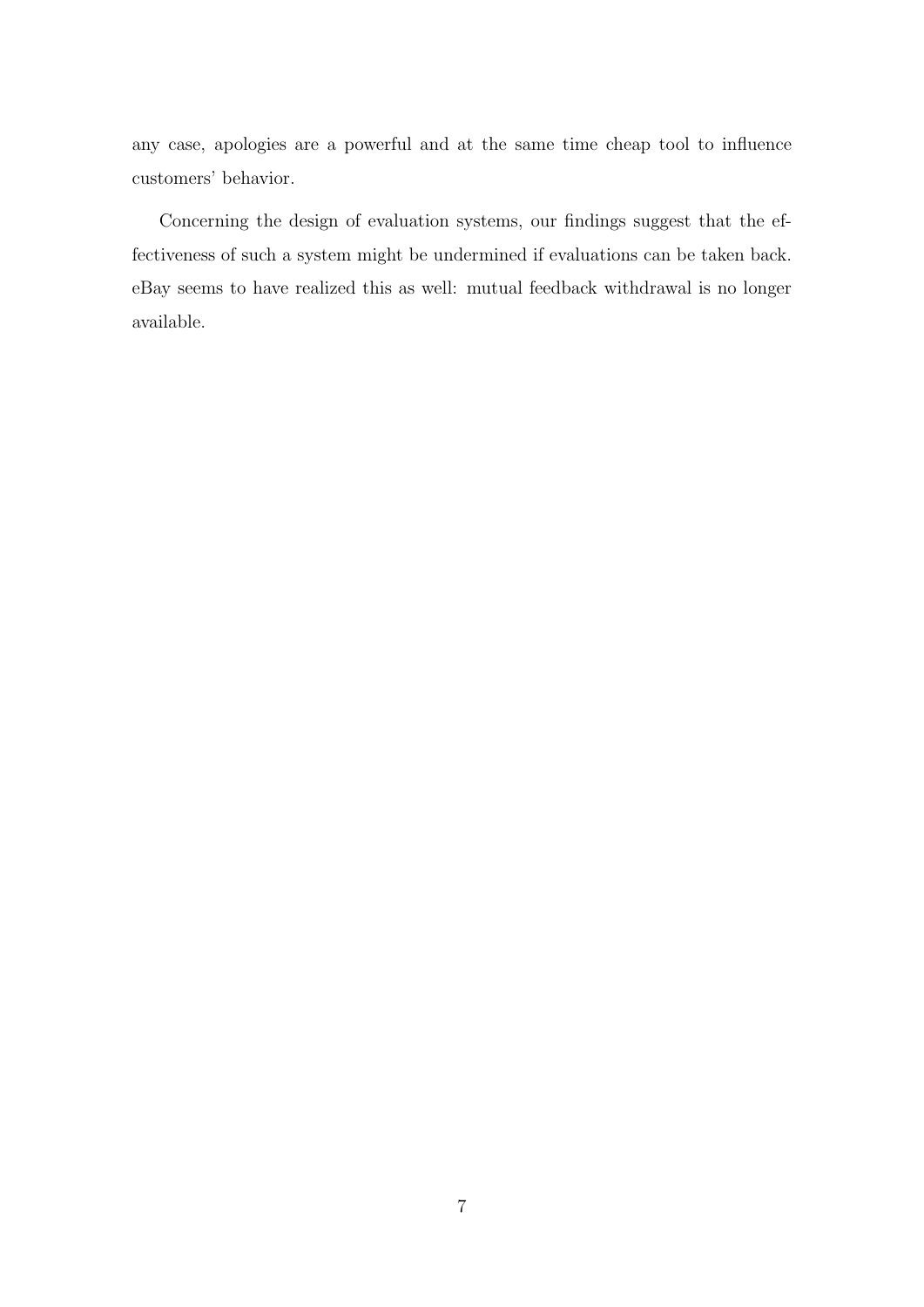any case, apologies are a powerful and at the same time cheap tool to influence customers' behavior.

Concerning the design of evaluation systems, our findings suggest that the effectiveness of such a system might be undermined if evaluations can be taken back. eBay seems to have realized this as well: mutual feedback withdrawal is no longer available.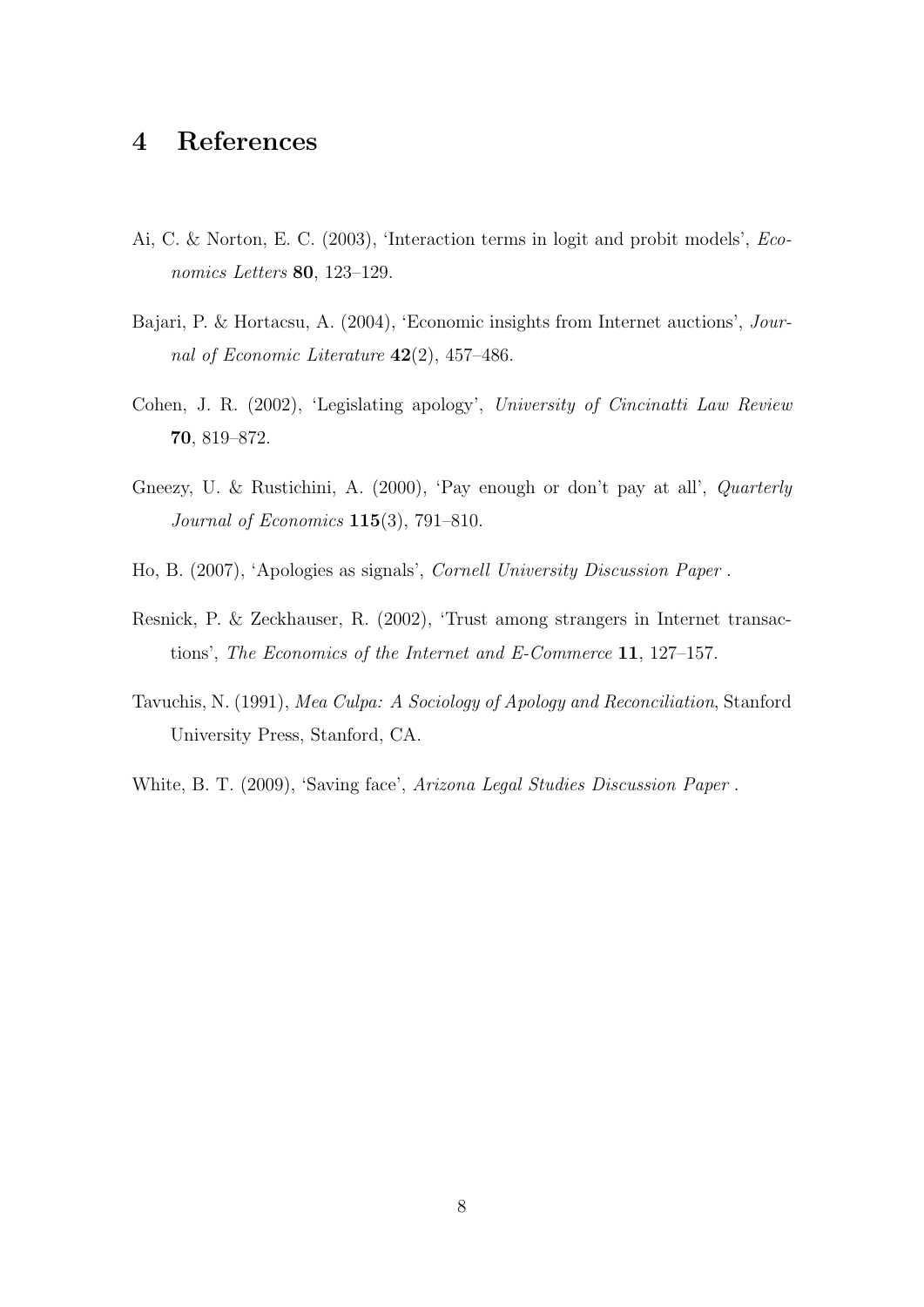## 4 References

Ai, C. & Norton, E. C. (2003), 'Interaction terms in logit and probit models', *Economics Letters* **80**, 123–129.

Bajari, P. & Hortacsu, A. (2004), 'Economic insights from Internet auctions', *Journal of Economic Literature* **42**(2), 457–486.

Cohen, J. R. (2002), 'Legislating apology', *University of Cincinatti Law Review* **70**, 819–872.

Gneezy, U. & Rustichini, A. (2000), 'Pay enough or don't pay at all', *Quarterly Journal of Economics* **115**(3), 791–810.

Ho, B. (2007), 'Apologies as signals', *Cornell University Discussion Paper* .

Resnick, P. & Zeckhauser, R. (2002), 'Trust among strangers in Internet transactions', *The Economics of the Internet and E-Commerce* **11**, 127–157.

Tavuchis, N. (1991), *Mea Culpa: A Sociology of Apology and Reconciliation*, Stanford University Press, Stanford, CA.

White, B. T. (2009), 'Saving face', *Arizona Legal Studies Discussion Paper* .